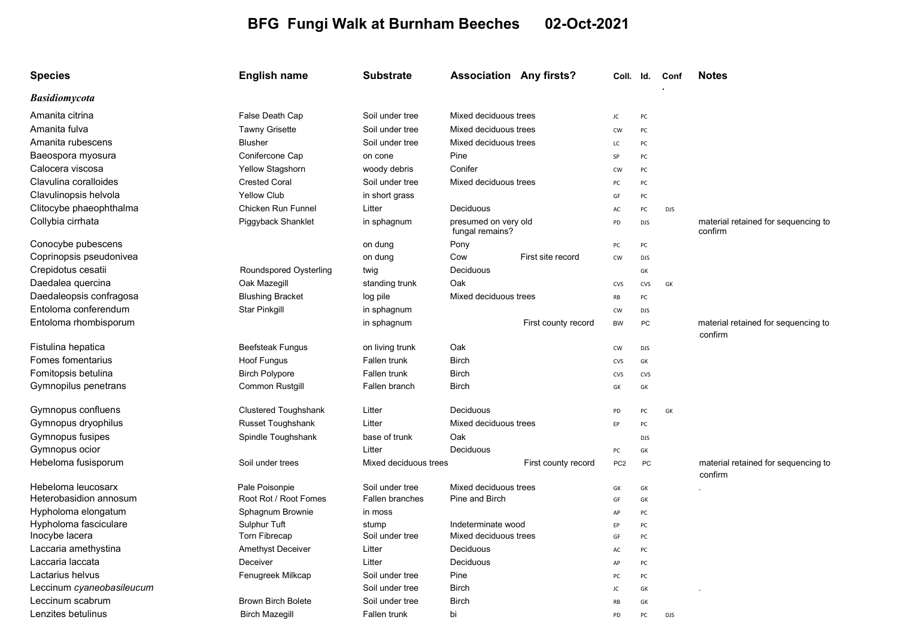# BFG Fungi Walk at Burnham Beeches 02-Oct-2021

| Species | English name | Substrate | Association | Any firsts? | Coll. | Id. | Conf. | Notes |
|---|---|---|---|---|---|---|---|---|
| ***Basidiomycota*** | | | | | | | | |
| Amanita citrina | False Death Cap | Soil under tree | Mixed deciduous trees | | JC | PC | | |
| Amanita fulva | Tawny Grisette | Soil under tree | Mixed deciduous trees | | CW | PC | | |
| Amanita rubescens | Blusher | Soil under tree | Mixed deciduous trees | | LC | PC | | |
| Baeospora myosura | Conifercone Cap | on cone | Pine | | SP | PC | | |
| Calocera viscosa | Yellow Stagshorn | woody debris | Conifer | | CW | PC | | |
| Clavulina coralloides | Crested Coral | Soil under tree | Mixed deciduous trees | | PC | PC | | |
| Clavulinopsis helvola | Yellow Club | in short grass | | | GF | PC | | |
| Clitocybe phaeophthalma | Chicken Run Funnel | Litter | Deciduous | | AC | PC | DJS | |
| Collybia cirrhata | Piggyback Shanklet | in sphagnum | presumed on very old fungal remains? | | PD | DJS | | material retained for sequencing to confirm |
| Conocybe pubescens | | on dung | Pony | | PC | PC | | |
| Coprinopsis pseudonivea | | on dung | Cow | First site record | CW | DJS | | |
| Crepidotus cesatii | Roundspored Oysterling | twig | Deciduous | | | GK | | |
| Daedalea quercina | Oak Mazegill | standing trunk | Oak | | CVS | CVS | GK | |
| Daedaleopsis confragosa | Blushing Bracket | log pile | Mixed deciduous trees | | RB | PC | | |
| Entoloma conferendum | Star Pinkgill | in sphagnum | | | CW | DJS | | |
| Entoloma rhombisporum | | in sphagnum | | First county record | BW | PC | | material retained for sequencing to confirm |
| Fistulina hepatica | Beefsteak Fungus | on living trunk | Oak | | CW | DJS | | |
| Fomes fomentarius | Hoof Fungus | Fallen trunk | Birch | | CVS | GK | | |
| Fomitopsis betulina | Birch Polypore | Fallen trunk | Birch | | CVS | CVS | | |
| Gymnopilus penetrans | Common Rustgill | Fallen branch | Birch | | GK | GK | | |
| Gymnopus confluens | Clustered Toughshank | Litter | Deciduous | | PD | PC | GK | |
| Gymnopus dryophilus | Russet Toughshank | Litter | Mixed deciduous trees | | EP | PC | | |
| Gymnopus fusipes | Spindle Toughshank | base of trunk | Oak | | | DJS | | |
| Gymnopus ocior | | Litter | Deciduous | | PC | GK | | |
| Hebeloma fusisporum | Soil under trees | Mixed deciduous trees | | First county record | PC2 | PC | | material retained for sequencing to confirm |
| Hebeloma leucosarx | Pale Poisonpie | Soil under tree | Mixed deciduous trees | | GK | GK | | . |
| Heterobasidion annosum | Root Rot / Root Fomes | Fallen branches | Pine and Birch | | GF | GK | | |
| Hypholoma elongatum | Sphagnum Brownie | in moss | | | AP | PC | | |
| Hypholoma fasciculare | Sulphur Tuft | stump | Indeterminate wood | | EP | PC | | |
| Inocybe lacera | Torn Fibrecap | Soil under tree | Mixed deciduous trees | | GF | PC | | |
| Laccaria amethystina | Amethyst Deceiver | Litter | Deciduous | | AC | PC | | |
| Laccaria laccata | Deceiver | Litter | Deciduous | | AP | PC | | |
| Lactarius helvus | Fenugreek Milkcap | Soil under tree | Pine | | PC | PC | | |
| Leccinum *cyaneobasileucum* | | Soil under tree | Birch | | JC | GK | | . |
| Leccinum scabrum | Brown Birch Bolete | Soil under tree | Birch | | RB | GK | | |
| Lenzites betulinus | Birch Mazegill | Fallen trunk | bi | | PD | PC | DJS | |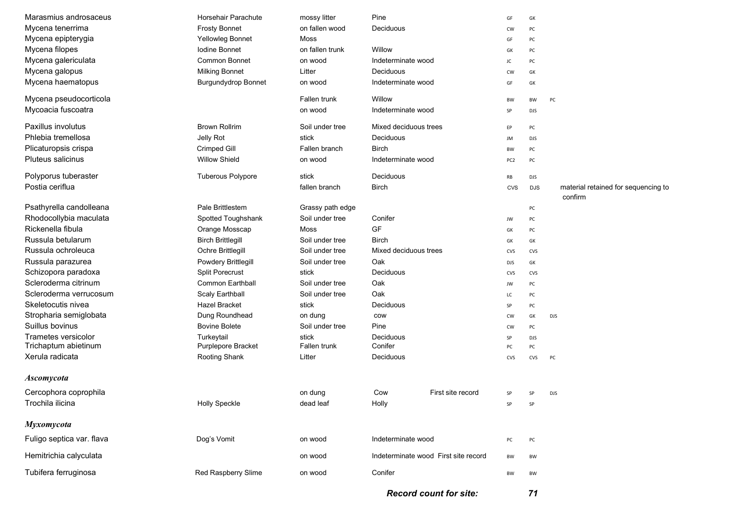| | | | | | | | | |
|---|---|---|---|---|---|---|---|---|
| Marasmius androsaceus | Horsehair Parachute | mossy litter | Pine | | GF | GK | | |
| Mycena tenerrima | Frosty Bonnet | on fallen wood | Deciduous | | CW | PC | | |
| Mycena epipterygia | Yellowleg Bonnet | Moss | | | GF | PC | | |
| Mycena filopes | Iodine Bonnet | on fallen trunk | Willow | | GK | PC | | |
| Mycena galericulata | Common Bonnet | on wood | Indeterminate wood | | JC | PC | | |
| Mycena galopus | Milking Bonnet | Litter | Deciduous | | CW | GK | | |
| Mycena haematopus | Burgundydrop Bonnet | on wood | Indeterminate wood | | GF | GK | | |
| Mycena pseudocorticola | | Fallen trunk | Willow | | BW | BW | PC | |
| Mycoacia fuscoatra | | on wood | Indeterminate wood | | SP | DJS | | |
| Paxillus involutus | Brown Rollrim | Soil under tree | Mixed deciduous trees | | EP | PC | | |
| Phlebia tremellosa | Jelly Rot | stick | Deciduous | | JM | DJS | | |
| Plicaturopsis crispa | Crimped Gill | Fallen branch | Birch | | BW | PC | | |
| Pluteus salicinus | Willow Shield | on wood | Indeterminate wood | | PC2 | PC | | |
| Polyporus tuberaster | Tuberous Polypore | stick | Deciduous | | RB | DJS | | |
| Postia ceriflua | | fallen branch | Birch | | CVS | DJS | | material retained for sequencing to confirm |
| Psathyrella candolleana | Pale Brittlestem | Grassy path edge | | | | PC | | |
| Rhodocollybia maculata | Spotted Toughshank | Soil under tree | Conifer | | JW | PC | | |
| Rickenella fibula | Orange Mosscap | Moss | GF | | GK | PC | | |
| Russula betularum | Birch Brittlegill | Soil under tree | Birch | | GK | GK | | |
| Russula ochroleuca | Ochre Brittlegill | Soil under tree | Mixed deciduous trees | | CVS | CVS | | |
| Russula parazurea | Powdery Brittlegill | Soil under tree | Oak | | DJS | GK | | |
| Schizopora paradoxa | Split Porecrust | stick | Deciduous | | CVS | CVS | | |
| Scleroderma citrinum | Common Earthball | Soil under tree | Oak | | JW | PC | | |
| Scleroderma verrucosum | Scaly Earthball | Soil under tree | Oak | | LC | PC | | |
| Skeletocutis nivea | Hazel Bracket | stick | Deciduous | | SP | PC | | |
| Stropharia semiglobata | Dung Roundhead | on dung | cow | | CW | GK | DJS | |
| Suillus bovinus | Bovine Bolete | Soil under tree | Pine | | CW | PC | | |
| Trametes versicolor | Turkeytail | stick | Deciduous | | SP | DJS | | |
| Trichaptum abietinum | Purplepore Bracket | Fallen trunk | Conifer | | PC | PC | | |
| Xerula radicata | Rooting Shank | Litter | Deciduous | | CVS | CVS | PC | |
| ***Ascomycota*** | | | | | | | | |
| Cercophora coprophila | | on dung | Cow | First site record | SP | SP | DJS | |
| Trochila ilicina | Holly Speckle | dead leaf | Holly | | SP | SP | | |
| ***Myxomycota*** | | | | | | | | |
| Fuligo septica var. flava | Dog's Vomit | on wood | Indeterminate wood | | PC | PC | | |
| Hemitrichia calyculata | | on wood | Indeterminate wood | First site record | BW | BW | | |
| Tubifera ferruginosa | Red Raspberry Slime | on wood | Conifer | | BW | BW | | |

***Record count for site:*** ***71***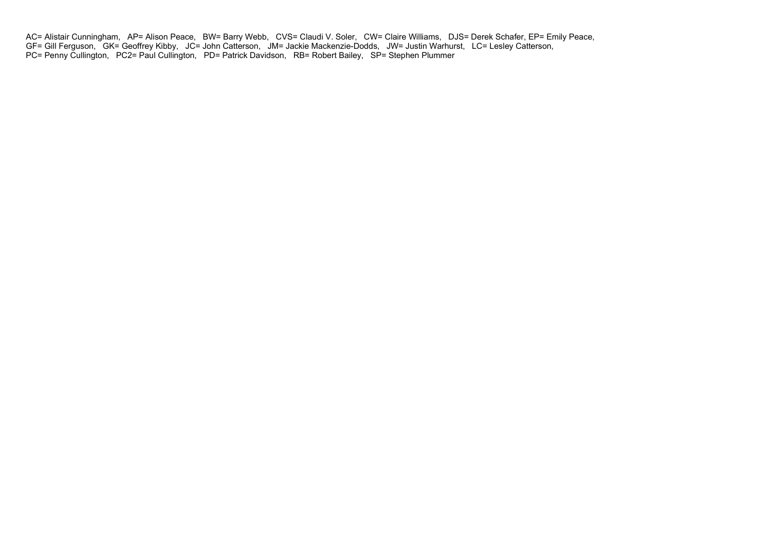AC= Alistair Cunningham, AP= Alison Peace, BW= Barry Webb, CVS= Claudi V. Soler, CW= Claire Williams, DJS= Derek Schafer, EP= Emily Peace,
GF= Gill Ferguson, GK= Geoffrey Kibby, JC= John Catterson, JM= Jackie Mackenzie-Dodds, JW= Justin Warhurst, LC= Lesley Catterson,
PC= Penny Cullington, PC2= Paul Cullington, PD= Patrick Davidson, RB= Robert Bailey, SP= Stephen Plummer